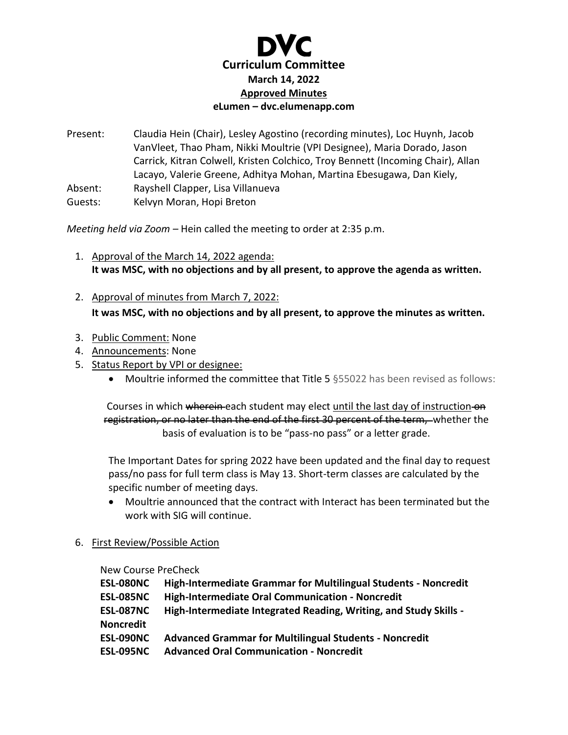# DVC

## Curriculum Committee

### March 14, 2022

### Approved Minutes

### eLumen – dvc.elumenapp.com

Present: Claudia Hein (Chair), Lesley Agostino (recording minutes), Loc Huynh, Jacob VanVleet, Thao Pham, Nikki Moultrie (VPI Designee), Maria Dorado, Jason Carrick, Kitran Colwell, Kristen Colchico, Troy Bennett (Incoming Chair), Allan Lacayo, Valerie Greene, Adhitya Mohan, Martina Ebesugawa, Dan Kiely,

Absent: Rayshell Clapper, Lisa Villanueva

Guests: Kelvyn Moran, Hopi Breton

*Meeting held via Zoom* – Hein called the meeting to order at 2:35 p.m.

1. Approval of the March 14, 2022 agenda:
   **It was MSC, with no objections and by all present, to approve the agenda as written.**

2. Approval of minutes from March 7, 2022:
   **It was MSC, with no objections and by all present, to approve the minutes as written.**

3. Public Comment: None
4. Announcements: None
5. Status Report by VPI or designee:
   - Moultrie informed the committee that Title 5 §55022 has been revised as follows:

     Courses in which ~~wherein~~ each student may elect until the last day of instruction ~~on registration, or no later than the end of the first 30 percent of the term,~~ whether the basis of evaluation is to be "pass-no pass" or a letter grade.

     The Important Dates for spring 2022 have been updated and the final day to request pass/no pass for full term class is May 13. Short-term classes are calculated by the specific number of meeting days.

   - Moultrie announced that the contract with Interact has been terminated but the work with SIG will continue.

6. First Review/Possible Action

   New Course PreCheck

   **ESL-080NC High-Intermediate Grammar for Multilingual Students - Noncredit**
   **ESL-085NC High-Intermediate Oral Communication - Noncredit**
   **ESL-087NC High-Intermediate Integrated Reading, Writing, and Study Skills - Noncredit**
   **ESL-090NC Advanced Grammar for Multilingual Students - Noncredit**
   **ESL-095NC Advanced Oral Communication - Noncredit**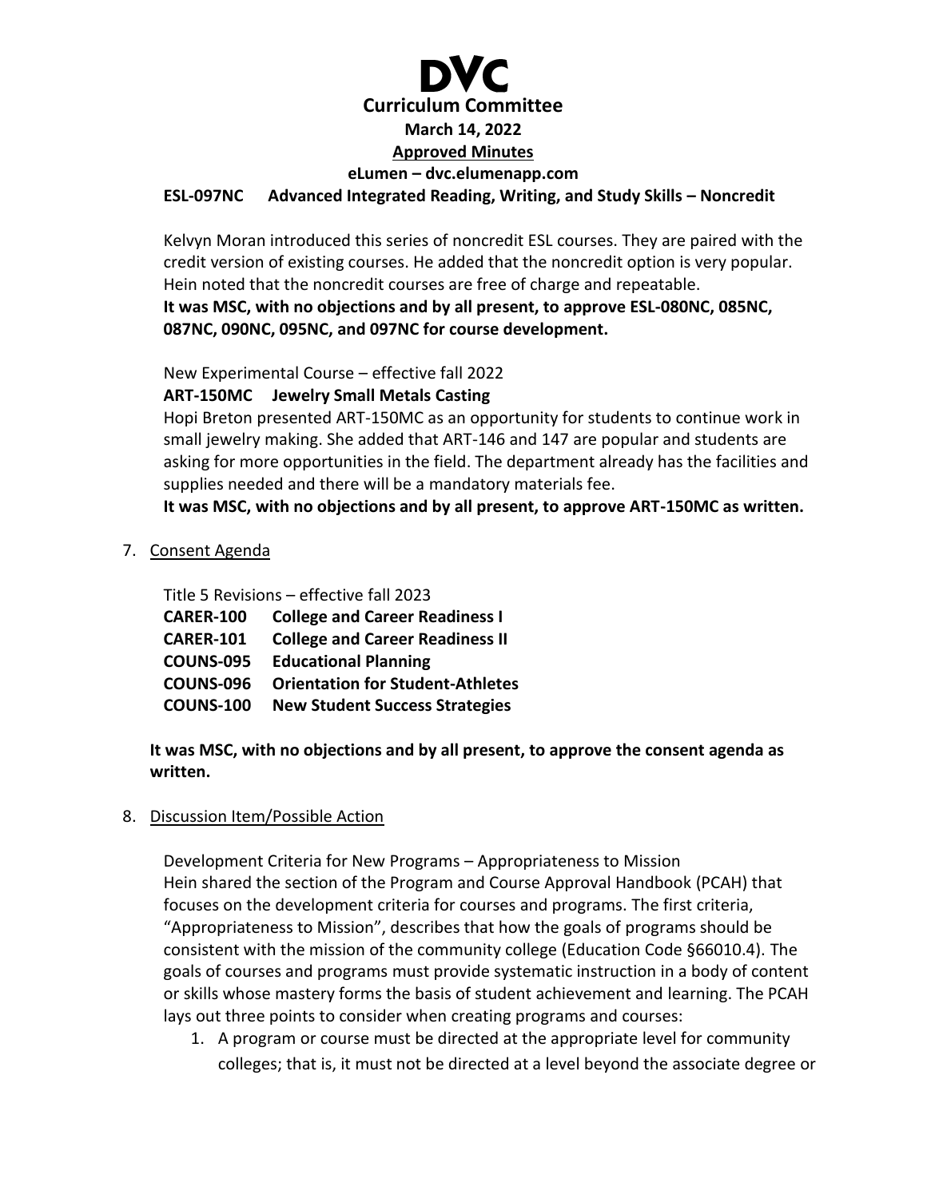**ESL-097NC Advanced Integrated Reading, Writing, and Study Skills – Noncredit**

Kelvyn Moran introduced this series of noncredit ESL courses. They are paired with the credit version of existing courses. He added that the noncredit option is very popular. Hein noted that the noncredit courses are free of charge and repeatable.

**It was MSC, with no objections and by all present, to approve ESL-080NC, 085NC, 087NC, 090NC, 095NC, and 097NC for course development.**

New Experimental Course – effective fall 2022

**ART-150MC Jewelry Small Metals Casting**

Hopi Breton presented ART-150MC as an opportunity for students to continue work in small jewelry making. She added that ART-146 and 147 are popular and students are asking for more opportunities in the field. The department already has the facilities and supplies needed and there will be a mandatory materials fee.

**It was MSC, with no objections and by all present, to approve ART-150MC as written.**

7. Consent Agenda

Title 5 Revisions – effective fall 2023

**CARER-100 College and Career Readiness I**
**CARER-101 College and Career Readiness II**
**COUNS-095 Educational Planning**
**COUNS-096 Orientation for Student-Athletes**
**COUNS-100 New Student Success Strategies**

**It was MSC, with no objections and by all present, to approve the consent agenda as written.**

8. Discussion Item/Possible Action

Development Criteria for New Programs – Appropriateness to Mission

Hein shared the section of the Program and Course Approval Handbook (PCAH) that focuses on the development criteria for courses and programs. The first criteria, "Appropriateness to Mission", describes that how the goals of programs should be consistent with the mission of the community college (Education Code §66010.4). The goals of courses and programs must provide systematic instruction in a body of content or skills whose mastery forms the basis of student achievement and learning. The PCAH lays out three points to consider when creating programs and courses:

1. A program or course must be directed at the appropriate level for community colleges; that is, it must not be directed at a level beyond the associate degree or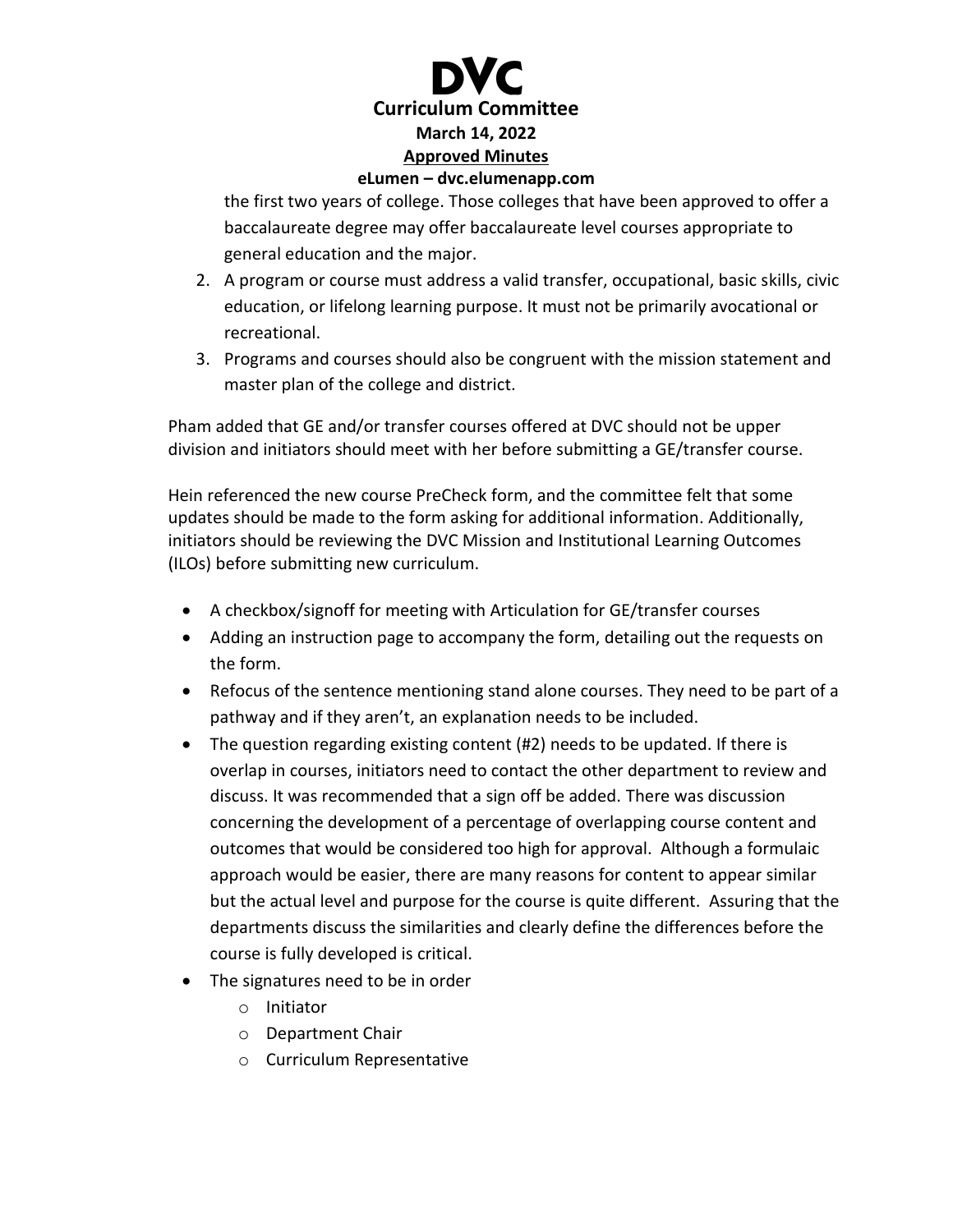the first two years of college. Those colleges that have been approved to offer a baccalaureate degree may offer baccalaureate level courses appropriate to general education and the major.

2. A program or course must address a valid transfer, occupational, basic skills, civic education, or lifelong learning purpose. It must not be primarily avocational or recreational.
3. Programs and courses should also be congruent with the mission statement and master plan of the college and district.

Pham added that GE and/or transfer courses offered at DVC should not be upper division and initiators should meet with her before submitting a GE/transfer course.

Hein referenced the new course PreCheck form, and the committee felt that some updates should be made to the form asking for additional information. Additionally, initiators should be reviewing the DVC Mission and Institutional Learning Outcomes (ILOs) before submitting new curriculum.

- A checkbox/signoff for meeting with Articulation for GE/transfer courses
- Adding an instruction page to accompany the form, detailing out the requests on the form.
- Refocus of the sentence mentioning stand alone courses. They need to be part of a pathway and if they aren't, an explanation needs to be included.
- The question regarding existing content (#2) needs to be updated. If there is overlap in courses, initiators need to contact the other department to review and discuss. It was recommended that a sign off be added. There was discussion concerning the development of a percentage of overlapping course content and outcomes that would be considered too high for approval. Although a formulaic approach would be easier, there are many reasons for content to appear similar but the actual level and purpose for the course is quite different. Assuring that the departments discuss the similarities and clearly define the differences before the course is fully developed is critical.
- The signatures need to be in order
  - Initiator
  - Department Chair
  - Curriculum Representative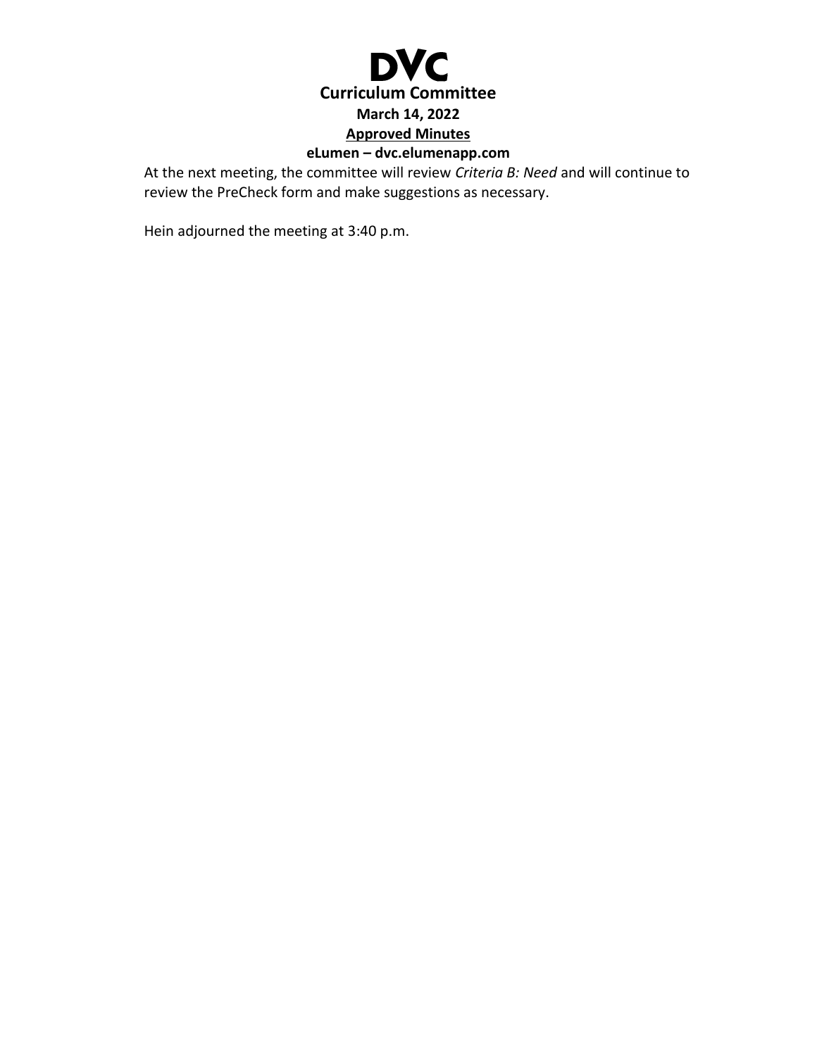At the next meeting, the committee will review *Criteria B: Need* and will continue to review the PreCheck form and make suggestions as necessary.

Hein adjourned the meeting at 3:40 p.m.